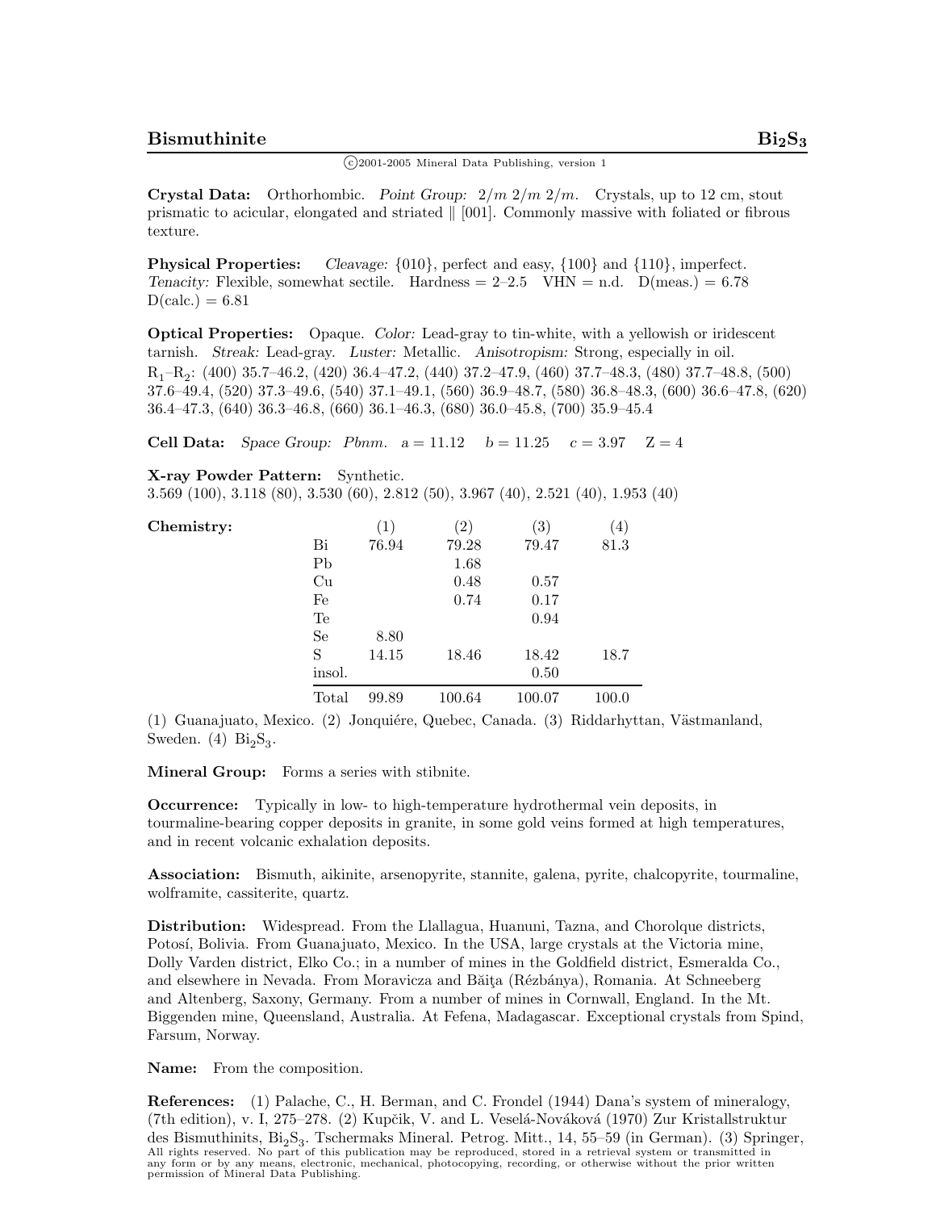# Bismuthinite $Bi_2S_3$

©2001-2005 Mineral Data Publishing, version 1

**Crystal Data:** Orthorhombic. *Point Group:* $2/m\ 2/m\ 2/m$. Crystals, up to 12 cm, stout prismatic to acicular, elongated and striated ∥ [001]. Commonly massive with foliated or fibrous texture.

**Physical Properties:** *Cleavage:* {010}, perfect and easy, {100} and {110}, imperfect. *Tenacity:* Flexible, somewhat sectile. Hardness = 2–2.5 VHN = n.d. D(meas.) = 6.78 D(calc.) = 6.81

**Optical Properties:** Opaque. *Color:* Lead-gray to tin-white, with a yellowish or iridescent tarnish. *Streak:* Lead-gray. *Luster:* Metallic. *Anisotropism:* Strong, especially in oil.
$R_1$–$R_2$: (400) 35.7–46.2, (420) 36.4–47.2, (440) 37.2–47.9, (460) 37.7–48.3, (480) 37.7–48.8, (500) 37.6–49.4, (520) 37.3–49.6, (540) 37.1–49.1, (560) 36.9–48.7, (580) 36.8–48.3, (600) 36.6–47.8, (620) 36.4–47.3, (640) 36.3–46.8, (660) 36.1–46.3, (680) 36.0–45.8, (700) 35.9–45.4

**Cell Data:** *Space Group:* *Pbnm.* a = 11.12 b = 11.25 c = 3.97 Z = 4

**X-ray Powder Pattern:** Synthetic.
3.569 (100), 3.118 (80), 3.530 (60), 2.812 (50), 3.967 (40), 2.521 (40), 1.953 (40)

**Chemistry:**

| | (1) | (2) | (3) | (4) |
|---|---|---|---|---|
| Bi | 76.94 | 79.28 | 79.47 | 81.3 |
| Pb | | 1.68 | | |
| Cu | | 0.48 | 0.57 | |
| Fe | | 0.74 | 0.17 | |
| Te | | | 0.94 | |
| Se | 8.80 | | | |
| S | 14.15 | 18.46 | 18.42 | 18.7 |
| insol. | | | 0.50 | |
| Total | 99.89 | 100.64 | 100.07 | 100.0 |

(1) Guanajuato, Mexico. (2) Jonquiére, Quebec, Canada. (3) Riddarhyttan, Västmanland, Sweden. (4) $Bi_2S_3$.

**Mineral Group:** Forms a series with stibnite.

**Occurrence:** Typically in low- to high-temperature hydrothermal vein deposits, in tourmaline-bearing copper deposits in granite, in some gold veins formed at high temperatures, and in recent volcanic exhalation deposits.

**Association:** Bismuth, aikinite, arsenopyrite, stannite, galena, pyrite, chalcopyrite, tourmaline, wolframite, cassiterite, quartz.

**Distribution:** Widespread. From the Llallagua, Huanuni, Tazna, and Chorolque districts, Potosí, Bolivia. From Guanajuato, Mexico. In the USA, large crystals at the Victoria mine, Dolly Varden district, Elko Co.; in a number of mines in the Goldfield district, Esmeralda Co., and elsewhere in Nevada. From Moravicza and Băiţa (Rézbánya), Romania. At Schneeberg and Altenberg, Saxony, Germany. From a number of mines in Cornwall, England. In the Mt. Biggenden mine, Queensland, Australia. At Fefena, Madagascar. Exceptional crystals from Spind, Farsum, Norway.

**Name:** From the composition.

**References:** (1) Palache, C., H. Berman, and C. Frondel (1944) Dana's system of mineralogy, (7th edition), v. I, 275–278. (2) Kupčik, V. and L. Veselá-Nováková (1970) Zur Kristallstruktur des Bismuthinits, $Bi_2S_3$. Tschermaks Mineral. Petrog. Mitt., 14, 55–59 (in German). (3) Springer,

All rights reserved. No part of this publication may be reproduced, stored in a retrieval system or transmitted in any form or by any means, electronic, mechanical, photocopying, recording, or otherwise without the prior written permission of Mineral Data Publishing.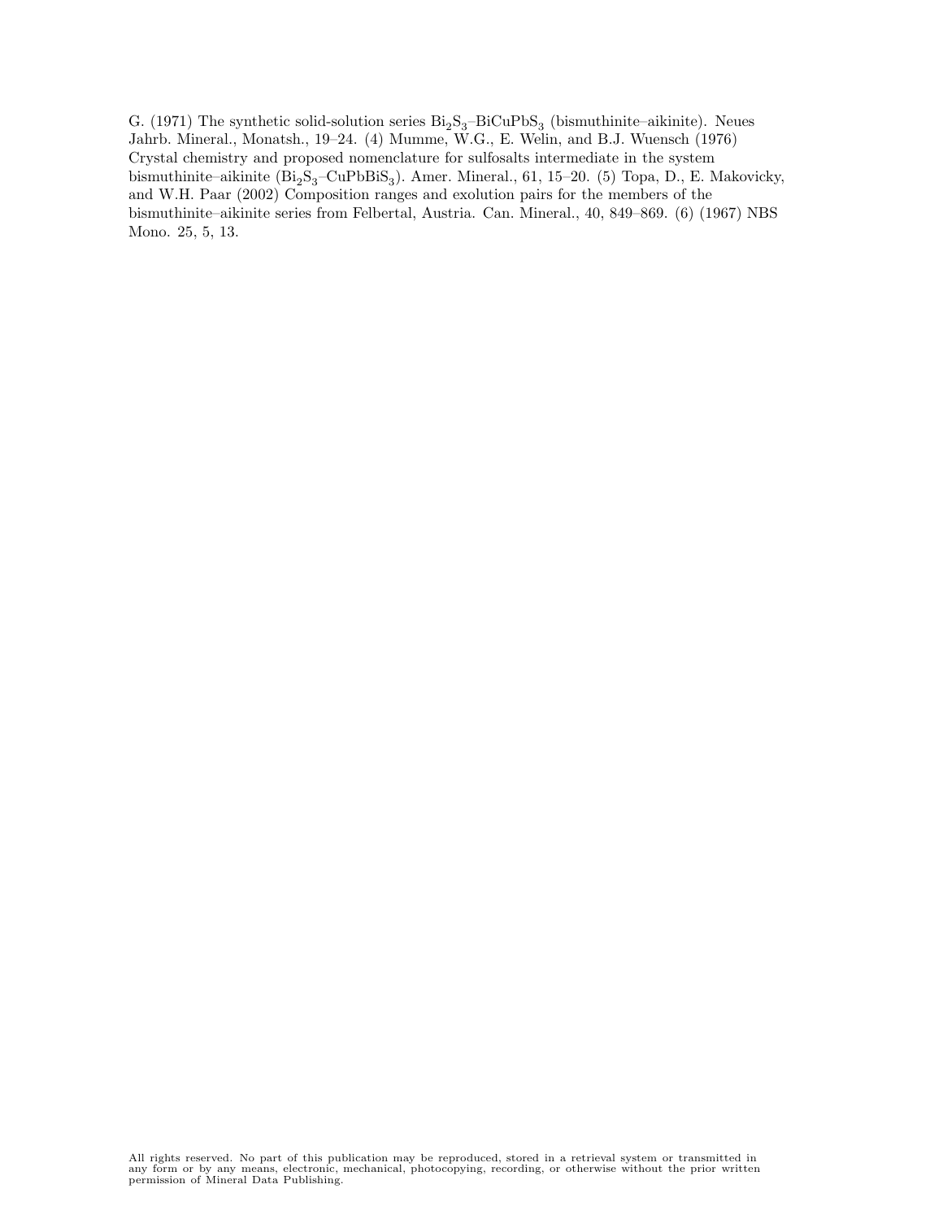G. (1971) The synthetic solid-solution series $Bi_2S_3$–$BiCuPbS_3$ (bismuthinite–aikinite). Neues Jahrb. Mineral., Monatsh., 19–24. (4) Mumme, W.G., E. Welin, and B.J. Wuensch (1976) Crystal chemistry and proposed nomenclature for sulfosalts intermediate in the system bismuthinite–aikinite ($Bi_2S_3$–$CuPbBiS_3$). Amer. Mineral., 61, 15–20. (5) Topa, D., E. Makovicky, and W.H. Paar (2002) Composition ranges and exolution pairs for the members of the bismuthinite–aikinite series from Felbertal, Austria. Can. Mineral., 40, 849–869. (6) (1967) NBS Mono. 25, 5, 13.